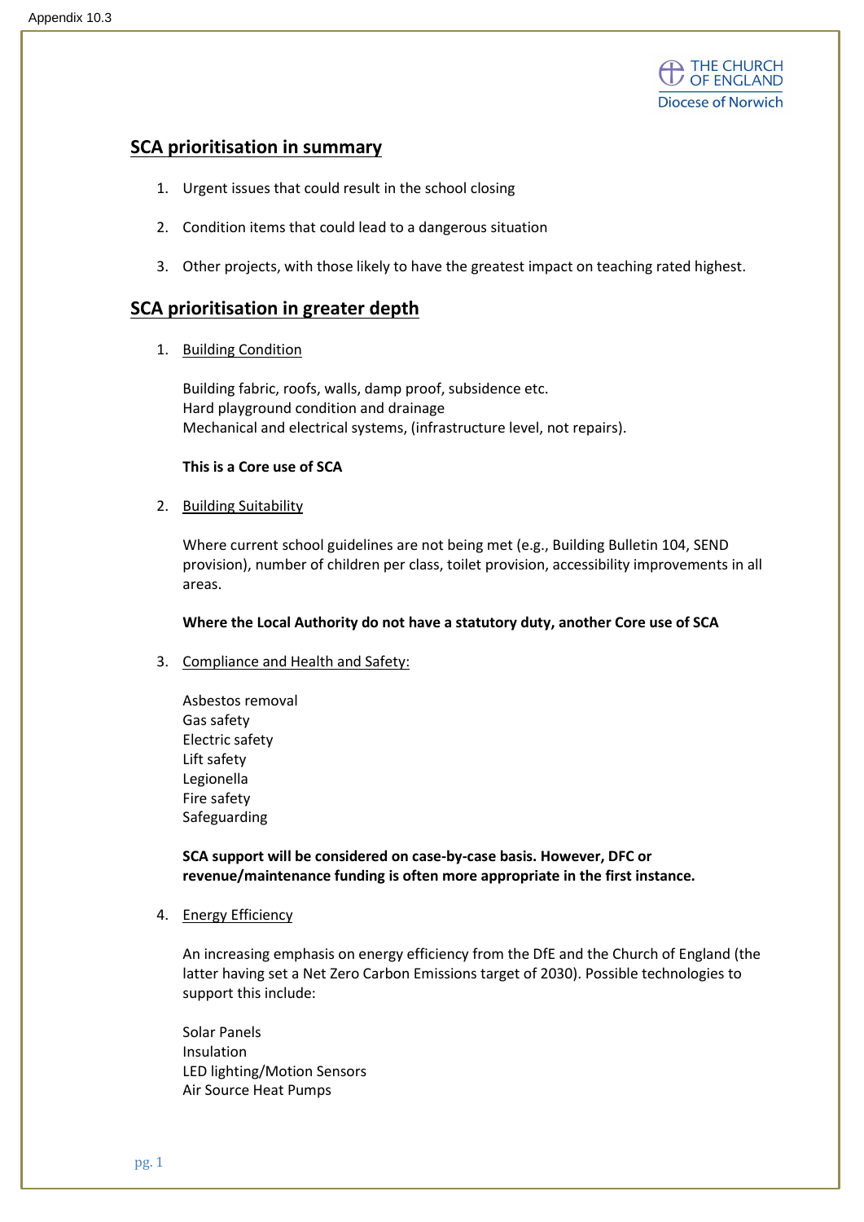Appendix 10.3

THE CHURCH OF ENGLAND
Diocese of Norwich

## SCA prioritisation in summary

1. Urgent issues that could result in the school closing
2. Condition items that could lead to a dangerous situation
3. Other projects, with those likely to have the greatest impact on teaching rated highest.

## SCA prioritisation in greater depth

1. Building Condition

   Building fabric, roofs, walls, damp proof, subsidence etc.
   Hard playground condition and drainage
   Mechanical and electrical systems, (infrastructure level, not repairs).

   **This is a Core use of SCA**

2. Building Suitability

   Where current school guidelines are not being met (e.g., Building Bulletin 104, SEND provision), number of children per class, toilet provision, accessibility improvements in all areas.

   **Where the Local Authority do not have a statutory duty, another Core use of SCA**

3. Compliance and Health and Safety:

   Asbestos removal
   Gas safety
   Electric safety
   Lift safety
   Legionella
   Fire safety
   Safeguarding

   **SCA support will be considered on case-by-case basis. However, DFC or revenue/maintenance funding is often more appropriate in the first instance.**

4. Energy Efficiency

   An increasing emphasis on energy efficiency from the DfE and the Church of England (the latter having set a Net Zero Carbon Emissions target of 2030). Possible technologies to support this include:

   Solar Panels
   Insulation
   LED lighting/Motion Sensors
   Air Source Heat Pumps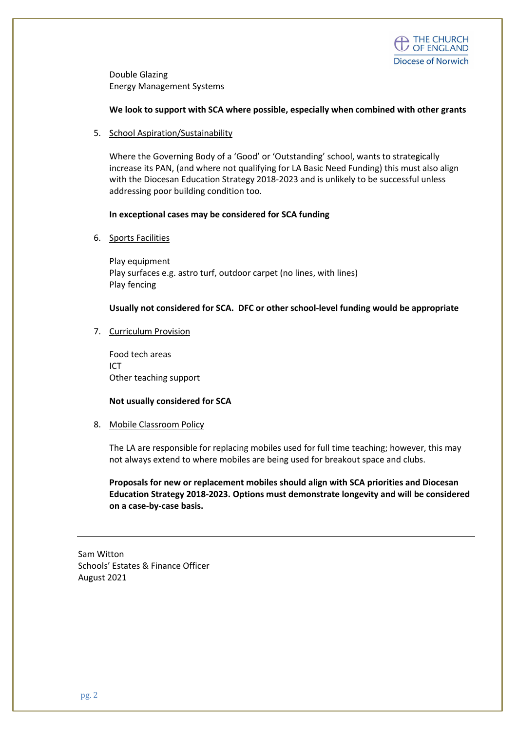Double Glazing
Energy Management Systems

**We look to support with SCA where possible, especially when combined with other grants**

5. School Aspiration/Sustainability

   Where the Governing Body of a 'Good' or 'Outstanding' school, wants to strategically increase its PAN, (and where not qualifying for LA Basic Need Funding) this must also align with the Diocesan Education Strategy 2018-2023 and is unlikely to be successful unless addressing poor building condition too.

   **In exceptional cases may be considered for SCA funding**

6. Sports Facilities

   Play equipment
   Play surfaces e.g. astro turf, outdoor carpet (no lines, with lines)
   Play fencing

   **Usually not considered for SCA. DFC or other school-level funding would be appropriate**

7. Curriculum Provision

   Food tech areas
   ICT
   Other teaching support

   **Not usually considered for SCA**

8. Mobile Classroom Policy

   The LA are responsible for replacing mobiles used for full time teaching; however, this may not always extend to where mobiles are being used for breakout space and clubs.

   **Proposals for new or replacement mobiles should align with SCA priorities and Diocesan Education Strategy 2018-2023. Options must demonstrate longevity and will be considered on a case-by-case basis.**

---

Sam Witton
Schools' Estates & Finance Officer
August 2021